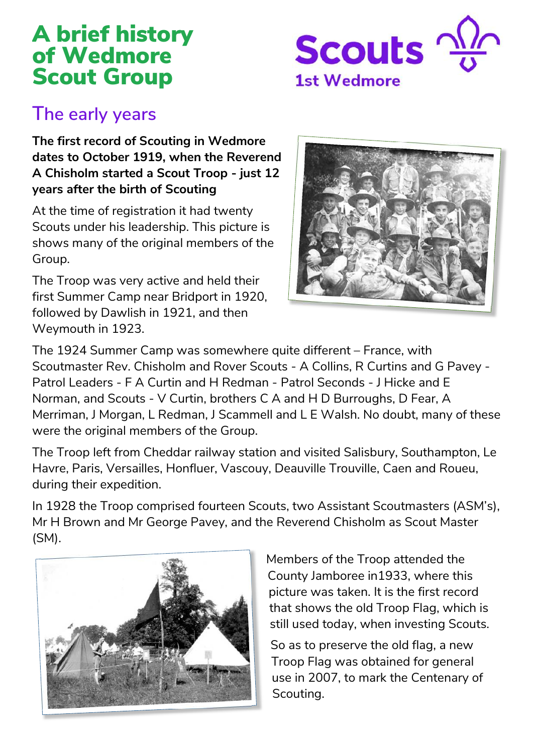# A brief history of Wedmore Scout Group

Scouts 1st Wedmore

## The early years

**The first record of Scouting in Wedmore dates to October 1919, when the Reverend A Chisholm started a Scout Troop - just 12 years after the birth of Scouting**

At the time of registration it had twenty Scouts under his leadership. This picture is shows many of the original members of the Group.

The Troop was very active and held their first Summer Camp near Bridport in 1920, followed by Dawlish in 1921, and then Weymouth in 1923.

The 1924 Summer Camp was somewhere quite different – France, with Scoutmaster Rev. Chisholm and Rover Scouts - A Collins, R Curtins and G Pavey - Patrol Leaders - F A Curtin and H Redman - Patrol Seconds - J Hicke and E Norman, and Scouts - V Curtin, brothers C A and H D Burroughs, D Fear, A Merriman, J Morgan, L Redman, J Scammell and L E Walsh. No doubt, many of these were the original members of the Group.

The Troop left from Cheddar railway station and visited Salisbury, Southampton, Le Havre, Paris, Versailles, Honfluer, Vascouy, Deauville Trouville, Caen and Roueu, during their expedition.

In 1928 the Troop comprised fourteen Scouts, two Assistant Scoutmasters (ASM's), Mr H Brown and Mr George Pavey, and the Reverend Chisholm as Scout Master (SM).

Members of the Troop attended the County Jamboree in1933, where this picture was taken. It is the first record that shows the old Troop Flag, which is still used today, when investing Scouts.

So as to preserve the old flag, a new Troop Flag was obtained for general use in 2007, to mark the Centenary of Scouting.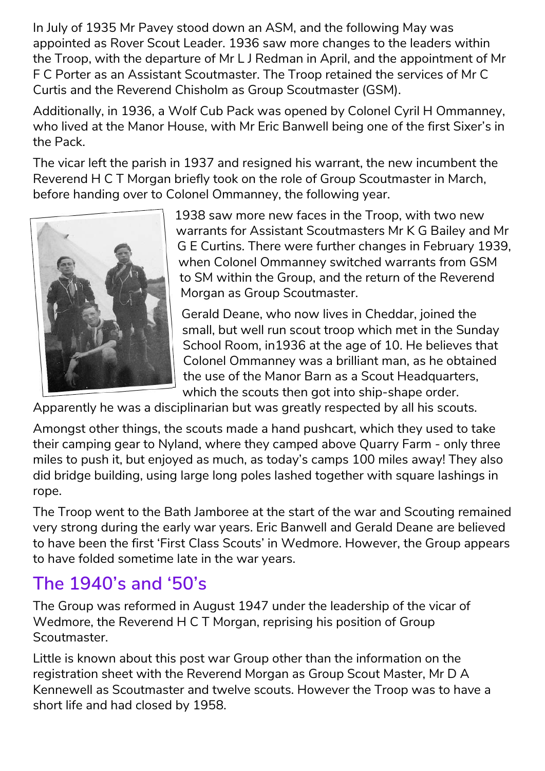In July of 1935 Mr Pavey stood down an ASM, and the following May was appointed as Rover Scout Leader. 1936 saw more changes to the leaders within the Troop, with the departure of Mr L J Redman in April, and the appointment of Mr F C Porter as an Assistant Scoutmaster. The Troop retained the services of Mr C Curtis and the Reverend Chisholm as Group Scoutmaster (GSM).

Additionally, in 1936, a Wolf Cub Pack was opened by Colonel Cyril H Ommanney, who lived at the Manor House, with Mr Eric Banwell being one of the first Sixer's in the Pack.

The vicar left the parish in 1937 and resigned his warrant, the new incumbent the Reverend H C T Morgan briefly took on the role of Group Scoutmaster in March, before handing over to Colonel Ommanney, the following year.

1938 saw more new faces in the Troop, with two new warrants for Assistant Scoutmasters Mr K G Bailey and Mr G E Curtins. There were further changes in February 1939, when Colonel Ommanney switched warrants from GSM to SM within the Group, and the return of the Reverend Morgan as Group Scoutmaster.

Gerald Deane, who now lives in Cheddar, joined the small, but well run scout troop which met in the Sunday School Room, in1936 at the age of 10. He believes that Colonel Ommanney was a brilliant man, as he obtained the use of the Manor Barn as a Scout Headquarters, which the scouts then got into ship-shape order. Apparently he was a disciplinarian but was greatly respected by all his scouts.

Amongst other things, the scouts made a hand pushcart, which they used to take their camping gear to Nyland, where they camped above Quarry Farm - only three miles to push it, but enjoyed as much, as today's camps 100 miles away! They also did bridge building, using large long poles lashed together with square lashings in rope.

The Troop went to the Bath Jamboree at the start of the war and Scouting remained very strong during the early war years. Eric Banwell and Gerald Deane are believed to have been the first 'First Class Scouts' in Wedmore. However, the Group appears to have folded sometime late in the war years.

## The 1940's and '50's

The Group was reformed in August 1947 under the leadership of the vicar of Wedmore, the Reverend H C T Morgan, reprising his position of Group Scoutmaster.

Little is known about this post war Group other than the information on the registration sheet with the Reverend Morgan as Group Scout Master, Mr D A Kennewell as Scoutmaster and twelve scouts. However the Troop was to have a short life and had closed by 1958.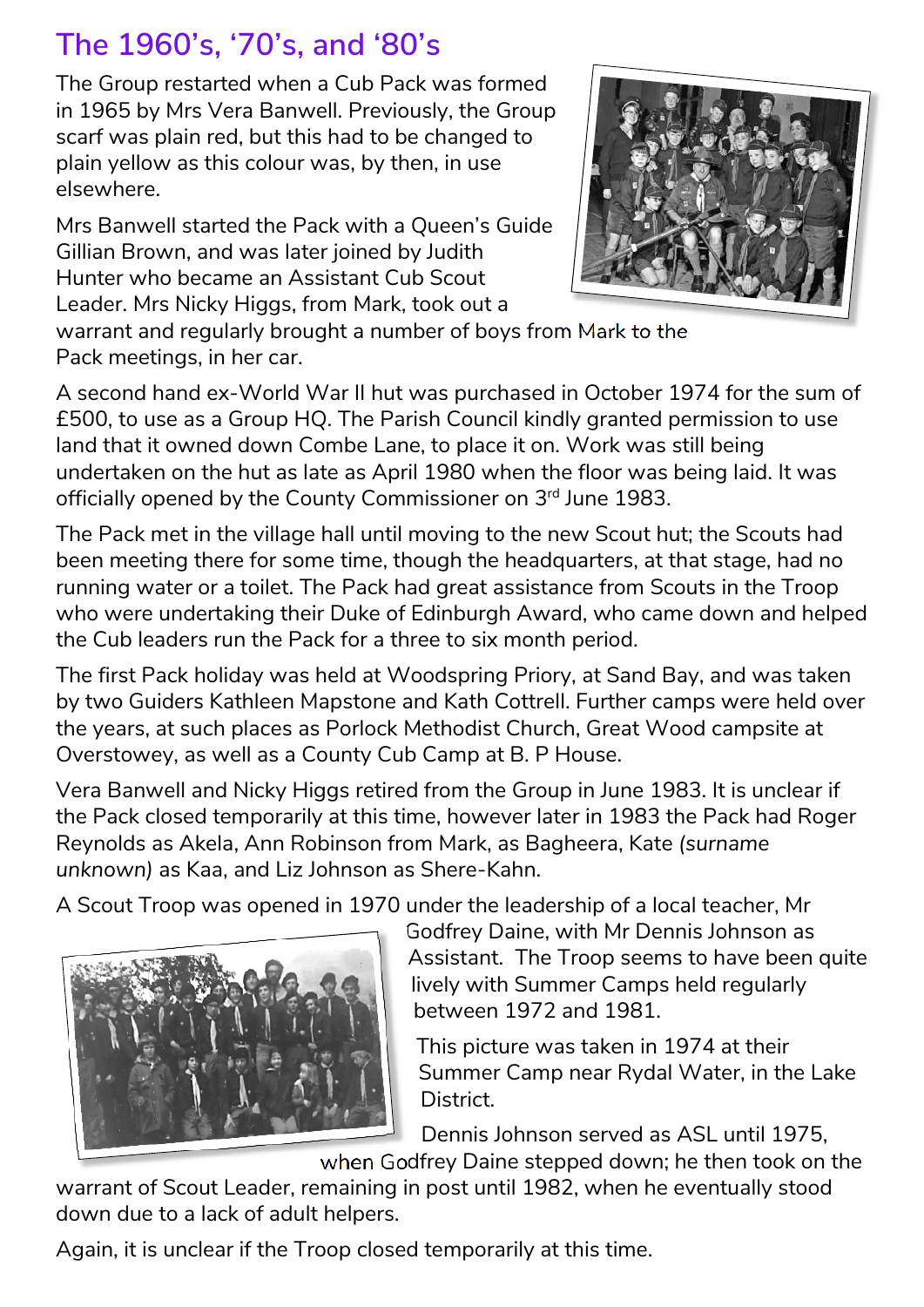## The 1960's, '70's, and '80's

The Group restarted when a Cub Pack was formed in 1965 by Mrs Vera Banwell. Previously, the Group scarf was plain red, but this had to be changed to plain yellow as this colour was, by then, in use elsewhere.

Mrs Banwell started the Pack with a Queen's Guide Gillian Brown, and was later joined by Judith Hunter who became an Assistant Cub Scout Leader. Mrs Nicky Higgs, from Mark, took out a warrant and regularly brought a number of boys from Mark to the Pack meetings, in her car.

A second hand ex-World War II hut was purchased in October 1974 for the sum of £500, to use as a Group HQ. The Parish Council kindly granted permission to use land that it owned down Combe Lane, to place it on. Work was still being undertaken on the hut as late as April 1980 when the floor was being laid. It was officially opened by the County Commissioner on 3rd June 1983.

The Pack met in the village hall until moving to the new Scout hut; the Scouts had been meeting there for some time, though the headquarters, at that stage, had no running water or a toilet. The Pack had great assistance from Scouts in the Troop who were undertaking their Duke of Edinburgh Award, who came down and helped the Cub leaders run the Pack for a three to six month period.

The first Pack holiday was held at Woodspring Priory, at Sand Bay, and was taken by two Guiders Kathleen Mapstone and Kath Cottrell. Further camps were held over the years, at such places as Porlock Methodist Church, Great Wood campsite at Overstowey, as well as a County Cub Camp at B. P House.

Vera Banwell and Nicky Higgs retired from the Group in June 1983. It is unclear if the Pack closed temporarily at this time, however later in 1983 the Pack had Roger Reynolds as Akela, Ann Robinson from Mark, as Bagheera, Kate *(surname unknown)* as Kaa, and Liz Johnson as Shere-Kahn.

A Scout Troop was opened in 1970 under the leadership of a local teacher, Mr Godfrey Daine, with Mr Dennis Johnson as Assistant. The Troop seems to have been quite lively with Summer Camps held regularly between 1972 and 1981.

This picture was taken in 1974 at their Summer Camp near Rydal Water, in the Lake District.

Dennis Johnson served as ASL until 1975, when Godfrey Daine stepped down; he then took on the warrant of Scout Leader, remaining in post until 1982, when he eventually stood down due to a lack of adult helpers.

Again, it is unclear if the Troop closed temporarily at this time.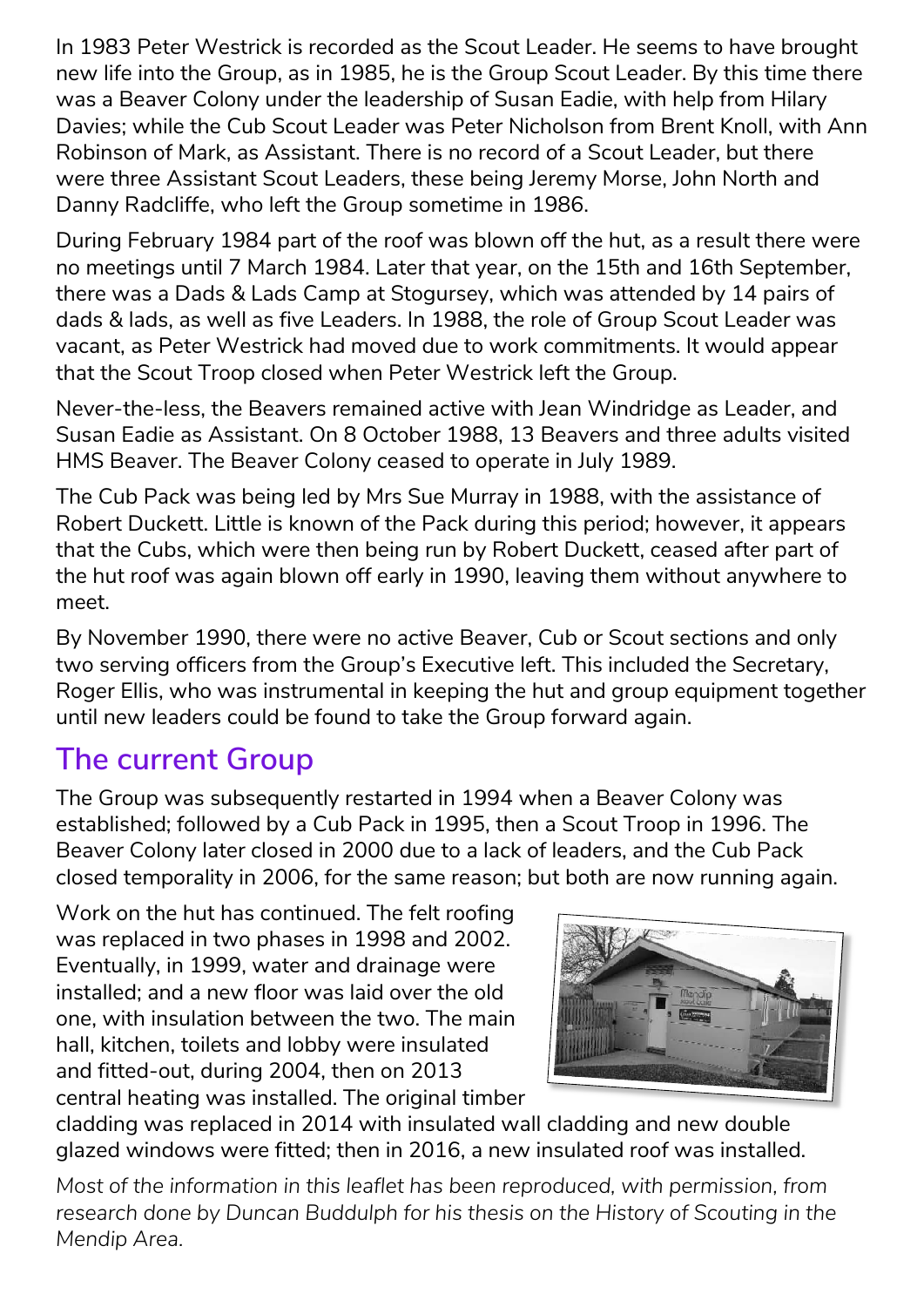In 1983 Peter Westrick is recorded as the Scout Leader. He seems to have brought new life into the Group, as in 1985, he is the Group Scout Leader. By this time there was a Beaver Colony under the leadership of Susan Eadie, with help from Hilary Davies; while the Cub Scout Leader was Peter Nicholson from Brent Knoll, with Ann Robinson of Mark, as Assistant. There is no record of a Scout Leader, but there were three Assistant Scout Leaders, these being Jeremy Morse, John North and Danny Radcliffe, who left the Group sometime in 1986.

During February 1984 part of the roof was blown off the hut, as a result there were no meetings until 7 March 1984. Later that year, on the 15th and 16th September, there was a Dads & Lads Camp at Stogursey, which was attended by 14 pairs of dads & lads, as well as five Leaders. In 1988, the role of Group Scout Leader was vacant, as Peter Westrick had moved due to work commitments. It would appear that the Scout Troop closed when Peter Westrick left the Group.

Never-the-less, the Beavers remained active with Jean Windridge as Leader, and Susan Eadie as Assistant. On 8 October 1988, 13 Beavers and three adults visited HMS Beaver. The Beaver Colony ceased to operate in July 1989.

The Cub Pack was being led by Mrs Sue Murray in 1988, with the assistance of Robert Duckett. Little is known of the Pack during this period; however, it appears that the Cubs, which were then being run by Robert Duckett, ceased after part of the hut roof was again blown off early in 1990, leaving them without anywhere to meet.

By November 1990, there were no active Beaver, Cub or Scout sections and only two serving officers from the Group's Executive left. This included the Secretary, Roger Ellis, who was instrumental in keeping the hut and group equipment together until new leaders could be found to take the Group forward again.

## The current Group

The Group was subsequently restarted in 1994 when a Beaver Colony was established; followed by a Cub Pack in 1995, then a Scout Troop in 1996. The Beaver Colony later closed in 2000 due to a lack of leaders, and the Cub Pack closed temporality in 2006, for the same reason; but both are now running again.

Work on the hut has continued. The felt roofing was replaced in two phases in 1998 and 2002. Eventually, in 1999, water and drainage were installed; and a new floor was laid over the old one, with insulation between the two. The main hall, kitchen, toilets and lobby were insulated and fitted-out, during 2004, then on 2013 central heating was installed. The original timber cladding was replaced in 2014 with insulated wall cladding and new double glazed windows were fitted; then in 2016, a new insulated roof was installed.

*Most of the information in this leaflet has been reproduced, with permission, from research done by Duncan Buddulph for his thesis on the History of Scouting in the Mendip Area.*